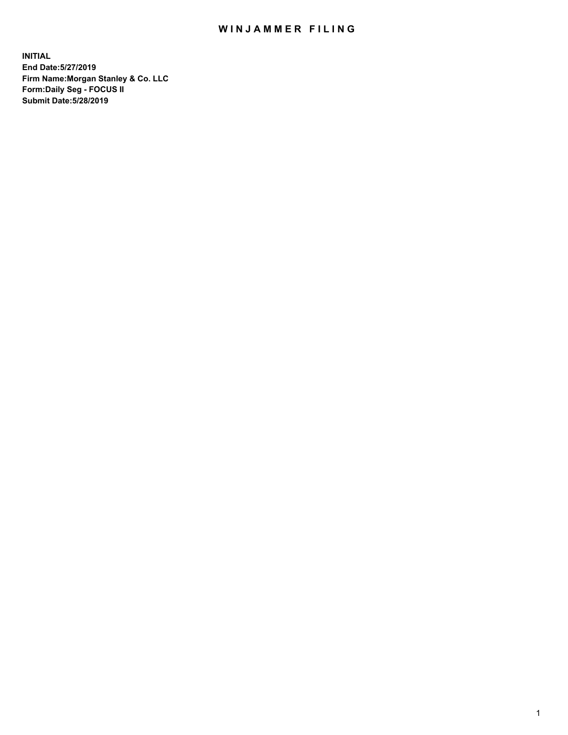# WINJAMMER FILING

**INITIAL**
**End Date:5/27/2019**
**Firm Name:Morgan Stanley & Co. LLC**
**Form:Daily Seg - FOCUS II**
**Submit Date:5/28/2019**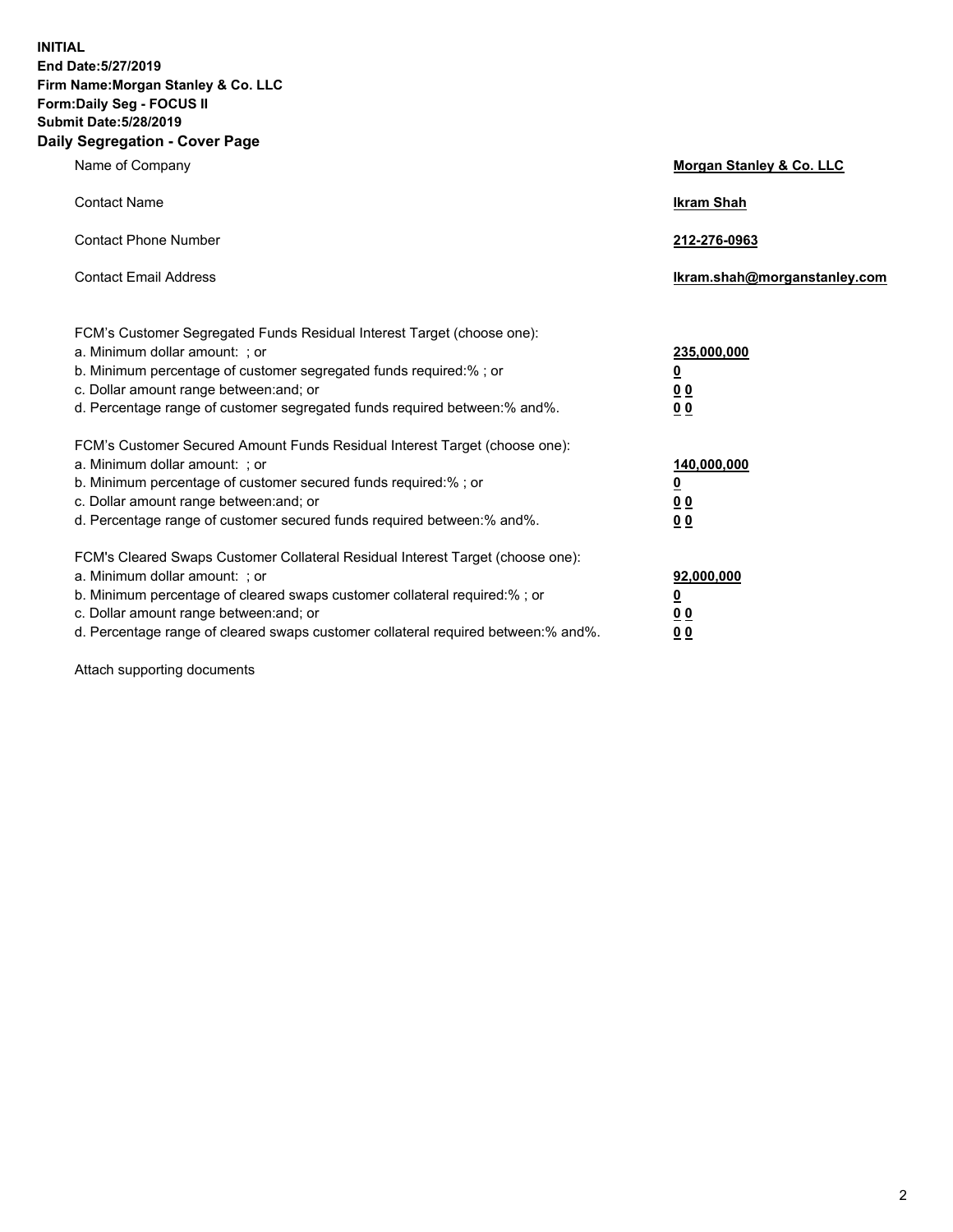**INITIAL**
**End Date:5/27/2019**
**Firm Name:Morgan Stanley & Co. LLC**
**Form:Daily Seg - FOCUS II**
**Submit Date:5/28/2019**

## Daily Segregation - Cover Page

| | |
|---|---|
| Name of Company | **Morgan Stanley & Co. LLC** |
| Contact Name | **Ikram Shah** |
| Contact Phone Number | **212-276-0963** |
| Contact Email Address | **Ikram.shah@morganstanley.com** |

| | |
|---|---|
| FCM's Customer Segregated Funds Residual Interest Target (choose one): | |
| a. Minimum dollar amount: ; or | **235,000,000** |
| b. Minimum percentage of customer segregated funds required:% ; or | **0** |
| c. Dollar amount range between:and; or | **0 0** |
| d. Percentage range of customer segregated funds required between:% and%. | **0 0** |
| FCM's Customer Secured Amount Funds Residual Interest Target (choose one): | |
| a. Minimum dollar amount: ; or | **140,000,000** |
| b. Minimum percentage of customer secured funds required:% ; or | **0** |
| c. Dollar amount range between:and; or | **0 0** |
| d. Percentage range of customer secured funds required between:% and%. | **0 0** |
| FCM's Cleared Swaps Customer Collateral Residual Interest Target (choose one): | |
| a. Minimum dollar amount: ; or | **92,000,000** |
| b. Minimum percentage of cleared swaps customer collateral required:% ; or | **0** |
| c. Dollar amount range between:and; or | **0 0** |
| d. Percentage range of cleared swaps customer collateral required between:% and%. | **0 0** |

Attach supporting documents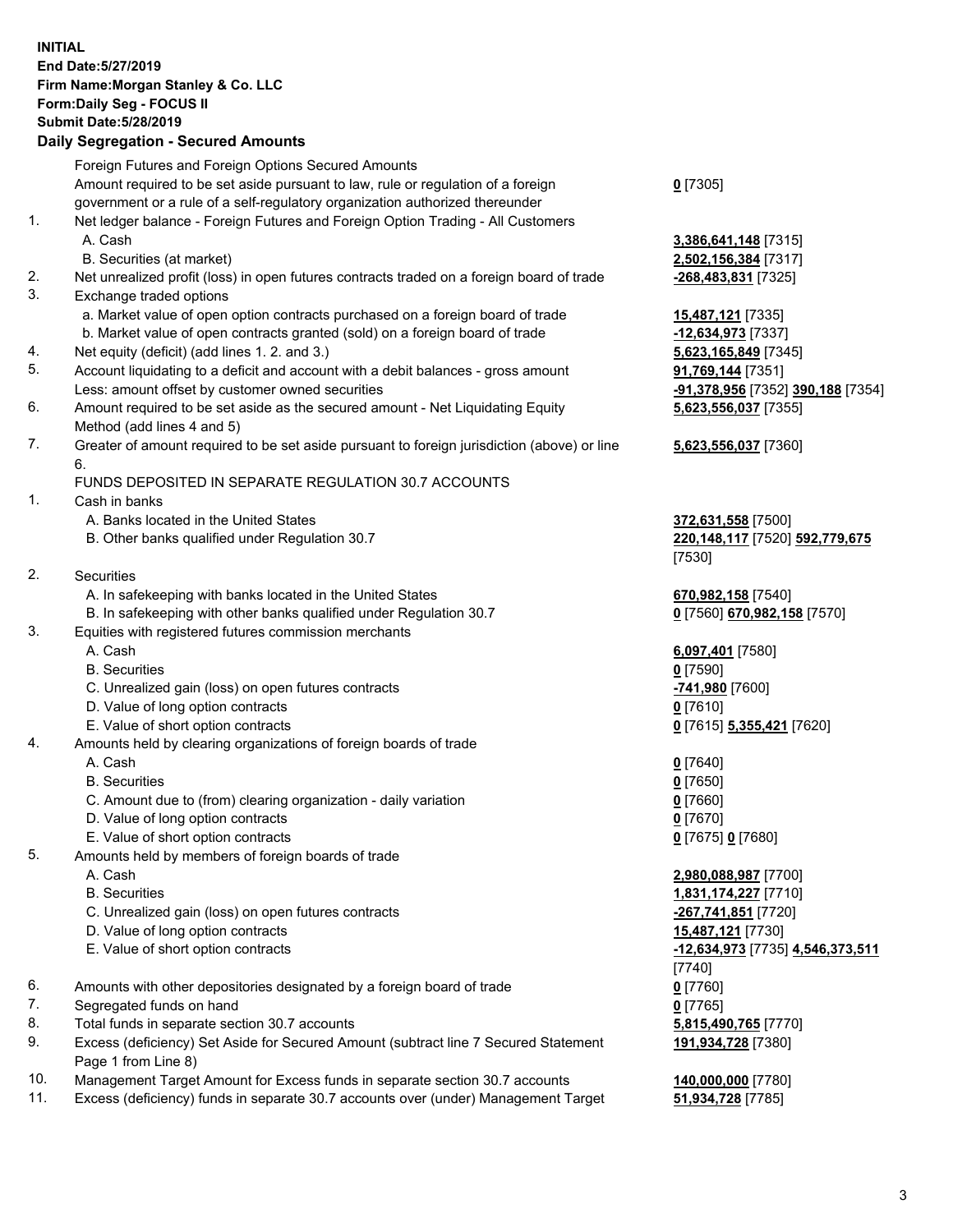**INITIAL**
**End Date:5/27/2019**
**Firm Name:Morgan Stanley & Co. LLC**
**Form:Daily Seg - FOCUS II**
**Submit Date:5/28/2019**

**Daily Segregation - Secured Amounts**

| | | |
|---|---|---|
| | Foreign Futures and Foreign Options Secured Amounts | |
| | Amount required to be set aside pursuant to law, rule or regulation of a foreign government or a rule of a self-regulatory organization authorized thereunder | **0** [7305] |
| 1. | Net ledger balance - Foreign Futures and Foreign Option Trading - All Customers | |
| | A. Cash | **3,386,641,148** [7315] |
| | B. Securities (at market) | **2,502,156,384** [7317] |
| 2. | Net unrealized profit (loss) in open futures contracts traded on a foreign board of trade | **-268,483,831** [7325] |
| 3. | Exchange traded options | |
| | a. Market value of open option contracts purchased on a foreign board of trade | **15,487,121** [7335] |
| | b. Market value of open contracts granted (sold) on a foreign board of trade | **-12,634,973** [7337] |
| 4. | Net equity (deficit) (add lines 1. 2. and 3.) | **5,623,165,849** [7345] |
| 5. | Account liquidating to a deficit and account with a debit balances - gross amount | **91,769,144** [7351] |
| | Less: amount offset by customer owned securities | **-91,378,956** [7352] **390,188** [7354] |
| 6. | Amount required to be set aside as the secured amount - Net Liquidating Equity Method (add lines 4 and 5) | **5,623,556,037** [7355] |
| 7. | Greater of amount required to be set aside pursuant to foreign jurisdiction (above) or line 6. | **5,623,556,037** [7360] |
| | FUNDS DEPOSITED IN SEPARATE REGULATION 30.7 ACCOUNTS | |
| 1. | Cash in banks | |
| | A. Banks located in the United States | **372,631,558** [7500] |
| | B. Other banks qualified under Regulation 30.7 | **220,148,117** [7520] **592,779,675** [7530] |
| 2. | Securities | |
| | A. In safekeeping with banks located in the United States | **670,982,158** [7540] |
| | B. In safekeeping with other banks qualified under Regulation 30.7 | **0** [7560] **670,982,158** [7570] |
| 3. | Equities with registered futures commission merchants | |
| | A. Cash | **6,097,401** [7580] |
| | B. Securities | **0** [7590] |
| | C. Unrealized gain (loss) on open futures contracts | **-741,980** [7600] |
| | D. Value of long option contracts | **0** [7610] |
| | E. Value of short option contracts | **0** [7615] **5,355,421** [7620] |
| 4. | Amounts held by clearing organizations of foreign boards of trade | |
| | A. Cash | **0** [7640] |
| | B. Securities | **0** [7650] |
| | C. Amount due to (from) clearing organization - daily variation | **0** [7660] |
| | D. Value of long option contracts | **0** [7670] |
| | E. Value of short option contracts | **0** [7675] **0** [7680] |
| 5. | Amounts held by members of foreign boards of trade | |
| | A. Cash | **2,980,088,987** [7700] |
| | B. Securities | **1,831,174,227** [7710] |
| | C. Unrealized gain (loss) on open futures contracts | **-267,741,851** [7720] |
| | D. Value of long option contracts | **15,487,121** [7730] |
| | E. Value of short option contracts | **-12,634,973** [7735] **4,546,373,511** [7740] |
| 6. | Amounts with other depositories designated by a foreign board of trade | **0** [7760] |
| 7. | Segregated funds on hand | **0** [7765] |
| 8. | Total funds in separate section 30.7 accounts | **5,815,490,765** [7770] |
| 9. | Excess (deficiency) Set Aside for Secured Amount (subtract line 7 Secured Statement Page 1 from Line 8) | **191,934,728** [7380] |
| 10. | Management Target Amount for Excess funds in separate section 30.7 accounts | **140,000,000** [7780] |
| 11. | Excess (deficiency) funds in separate 30.7 accounts over (under) Management Target | **51,934,728** [7785] |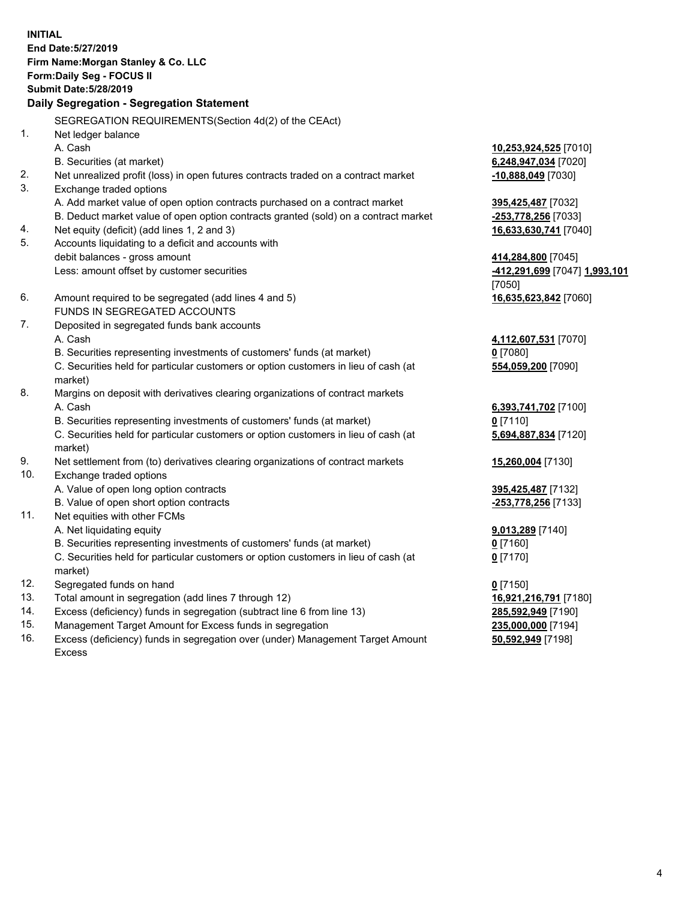**INITIAL**
**End Date:5/27/2019**
**Firm Name:Morgan Stanley & Co. LLC**
**Form:Daily Seg - FOCUS II**
**Submit Date:5/28/2019**

### Daily Segregation - Segregation Statement

SEGREGATION REQUIREMENTS(Section 4d(2) of the CEAct)

| | | |
|---|---|---|
| 1. | Net ledger balance | |
| | A. Cash | **10,253,924,525** [7010] |
| | B. Securities (at market) | **6,248,947,034** [7020] |
| 2. | Net unrealized profit (loss) in open futures contracts traded on a contract market | **-10,888,049** [7030] |
| 3. | Exchange traded options | |
| | A. Add market value of open option contracts purchased on a contract market | **395,425,487** [7032] |
| | B. Deduct market value of open option contracts granted (sold) on a contract market | **-253,778,256** [7033] |
| 4. | Net equity (deficit) (add lines 1, 2 and 3) | **16,633,630,741** [7040] |
| 5. | Accounts liquidating to a deficit and accounts with debit balances - gross amount | **414,284,800** [7045] |
| | Less: amount offset by customer securities | **-412,291,699** [7047] **1,993,101** [7050] |
| 6. | Amount required to be segregated (add lines 4 and 5) | **16,635,623,842** [7060] |
| | FUNDS IN SEGREGATED ACCOUNTS | |
| 7. | Deposited in segregated funds bank accounts | |
| | A. Cash | **4,112,607,531** [7070] |
| | B. Securities representing investments of customers' funds (at market) | **0** [7080] |
| | C. Securities held for particular customers or option customers in lieu of cash (at market) | **554,059,200** [7090] |
| 8. | Margins on deposit with derivatives clearing organizations of contract markets | |
| | A. Cash | **6,393,741,702** [7100] |
| | B. Securities representing investments of customers' funds (at market) | **0** [7110] |
| | C. Securities held for particular customers or option customers in lieu of cash (at market) | **5,694,887,834** [7120] |
| 9. | Net settlement from (to) derivatives clearing organizations of contract markets | **15,260,004** [7130] |
| 10. | Exchange traded options | |
| | A. Value of open long option contracts | **395,425,487** [7132] |
| | B. Value of open short option contracts | **-253,778,256** [7133] |
| 11. | Net equities with other FCMs | |
| | A. Net liquidating equity | **9,013,289** [7140] |
| | B. Securities representing investments of customers' funds (at market) | **0** [7160] |
| | C. Securities held for particular customers or option customers in lieu of cash (at market) | **0** [7170] |
| 12. | Segregated funds on hand | **0** [7150] |
| 13. | Total amount in segregation (add lines 7 through 12) | **16,921,216,791** [7180] |
| 14. | Excess (deficiency) funds in segregation (subtract line 6 from line 13) | **285,592,949** [7190] |
| 15. | Management Target Amount for Excess funds in segregation | **235,000,000** [7194] |
| 16. | Excess (deficiency) funds in segregation over (under) Management Target Amount Excess | **50,592,949** [7198] |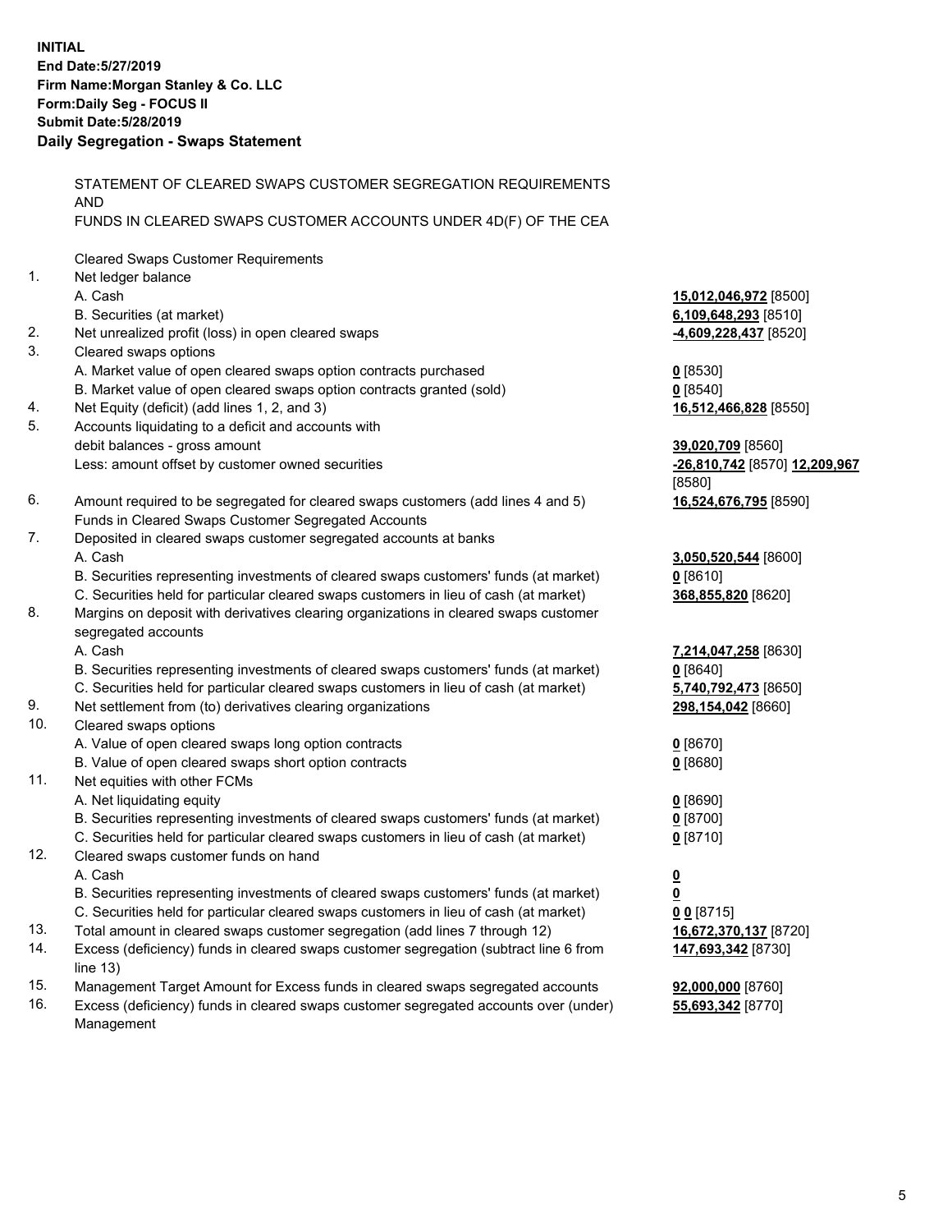**INITIAL**
**End Date:5/27/2019**
**Firm Name:Morgan Stanley & Co. LLC**
**Form:Daily Seg - FOCUS II**
**Submit Date:5/28/2019**
**Daily Segregation - Swaps Statement**

STATEMENT OF CLEARED SWAPS CUSTOMER SEGREGATION REQUIREMENTS AND FUNDS IN CLEARED SWAPS CUSTOMER ACCOUNTS UNDER 4D(F) OF THE CEA

| | | |
|---|---|---|
| | Cleared Swaps Customer Requirements | |
| 1. | Net ledger balance | |
| | A. Cash | **15,012,046,972** [8500] |
| | B. Securities (at market) | **6,109,648,293** [8510] |
| 2. | Net unrealized profit (loss) in open cleared swaps | **-4,609,228,437** [8520] |
| 3. | Cleared swaps options | |
| | A. Market value of open cleared swaps option contracts purchased | **0** [8530] |
| | B. Market value of open cleared swaps option contracts granted (sold) | **0** [8540] |
| 4. | Net Equity (deficit) (add lines 1, 2, and 3) | **16,512,466,828** [8550] |
| 5. | Accounts liquidating to a deficit and accounts with debit balances - gross amount | **39,020,709** [8560] |
| | Less: amount offset by customer owned securities | **-26,810,742** [8570] **12,209,967** [8580] |
| 6. | Amount required to be segregated for cleared swaps customers (add lines 4 and 5) | **16,524,676,795** [8590] |
| | Funds in Cleared Swaps Customer Segregated Accounts | |
| 7. | Deposited in cleared swaps customer segregated accounts at banks | |
| | A. Cash | **3,050,520,544** [8600] |
| | B. Securities representing investments of cleared swaps customers' funds (at market) | **0** [8610] |
| | C. Securities held for particular cleared swaps customers in lieu of cash (at market) | **368,855,820** [8620] |
| 8. | Margins on deposit with derivatives clearing organizations in cleared swaps customer segregated accounts | |
| | A. Cash | **7,214,047,258** [8630] |
| | B. Securities representing investments of cleared swaps customers' funds (at market) | **0** [8640] |
| | C. Securities held for particular cleared swaps customers in lieu of cash (at market) | **5,740,792,473** [8650] |
| 9. | Net settlement from (to) derivatives clearing organizations | **298,154,042** [8660] |
| 10. | Cleared swaps options | |
| | A. Value of open cleared swaps long option contracts | **0** [8670] |
| | B. Value of open cleared swaps short option contracts | **0** [8680] |
| 11. | Net equities with other FCMs | |
| | A. Net liquidating equity | **0** [8690] |
| | B. Securities representing investments of cleared swaps customers' funds (at market) | **0** [8700] |
| | C. Securities held for particular cleared swaps customers in lieu of cash (at market) | **0** [8710] |
| 12. | Cleared swaps customer funds on hand | |
| | A. Cash | **0** |
| | B. Securities representing investments of cleared swaps customers' funds (at market) | **0** |
| | C. Securities held for particular cleared swaps customers in lieu of cash (at market) | **0** **0** [8715] |
| 13. | Total amount in cleared swaps customer segregation (add lines 7 through 12) | **16,672,370,137** [8720] |
| 14. | Excess (deficiency) funds in cleared swaps customer segregation (subtract line 6 from line 13) | **147,693,342** [8730] |
| 15. | Management Target Amount for Excess funds in cleared swaps segregated accounts | **92,000,000** [8760] |
| 16. | Excess (deficiency) funds in cleared swaps customer segregated accounts over (under) Management | **55,693,342** [8770] |